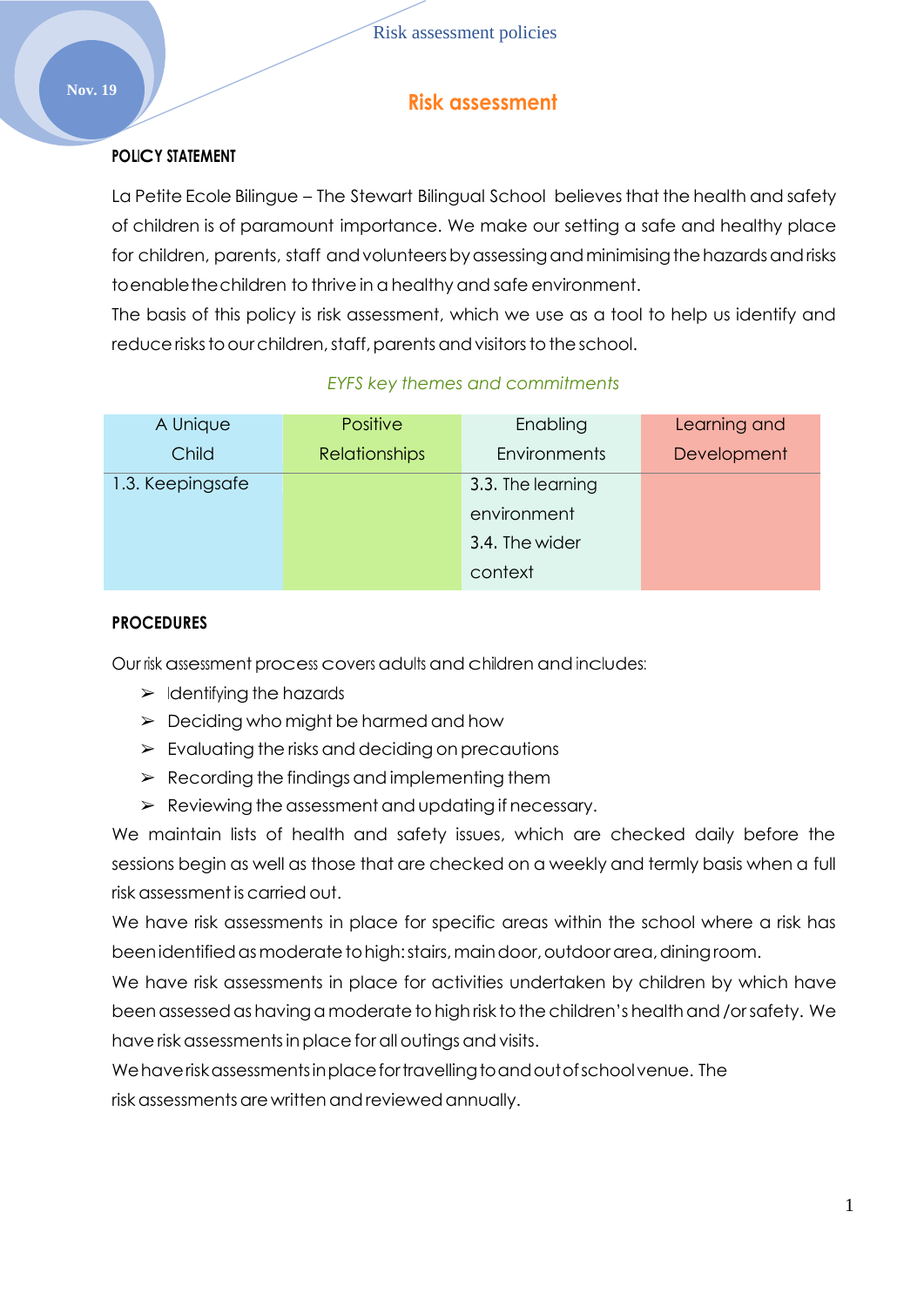# Risk assessment

**POLICY STATEMENT**

La Petite Ecole Bilingue – The Stewart Bilingual School believes that the health and safety of children is of paramount importance. We make our setting a safe and healthy place for children, parents, staff and volunteers by assessing and minimising the hazards and risks to enable the children to thrive in a healthy and safe environment.
The basis of this policy is risk assessment, which we use as a tool to help us identify and reduce risks to our children, staff, parents and visitors to the school.

*EYFS key themes and commitments*

| A Unique Child | Positive Relationships | Enabling Environments | Learning and Development |
|---|---|---|---|
| 1.3. Keepingsafe | | 3.3. The learning environment<br>3.4. The wider context | |

**PROCEDURES**

Our risk assessment process covers adults and children and includes:

- Identifying the hazards
- Deciding who might be harmed and how
- Evaluating the risks and deciding on precautions
- Recording the findings and implementing them
- Reviewing the assessment and updating if necessary.

We maintain lists of health and safety issues, which are checked daily before the sessions begin as well as those that are checked on a weekly and termly basis when a full risk assessment is carried out.
We have risk assessments in place for specific areas within the school where a risk has been identified as moderate to high: stairs, main door, outdoor area, dining room.
We have risk assessments in place for activities undertaken by children by which have been assessed as having a moderate to high risk to the children's health and /or safety. We have risk assessments in place for all outings and visits.
We have risk assessments in place for travelling to and out of school venue. The risk assessments are written and reviewed annually.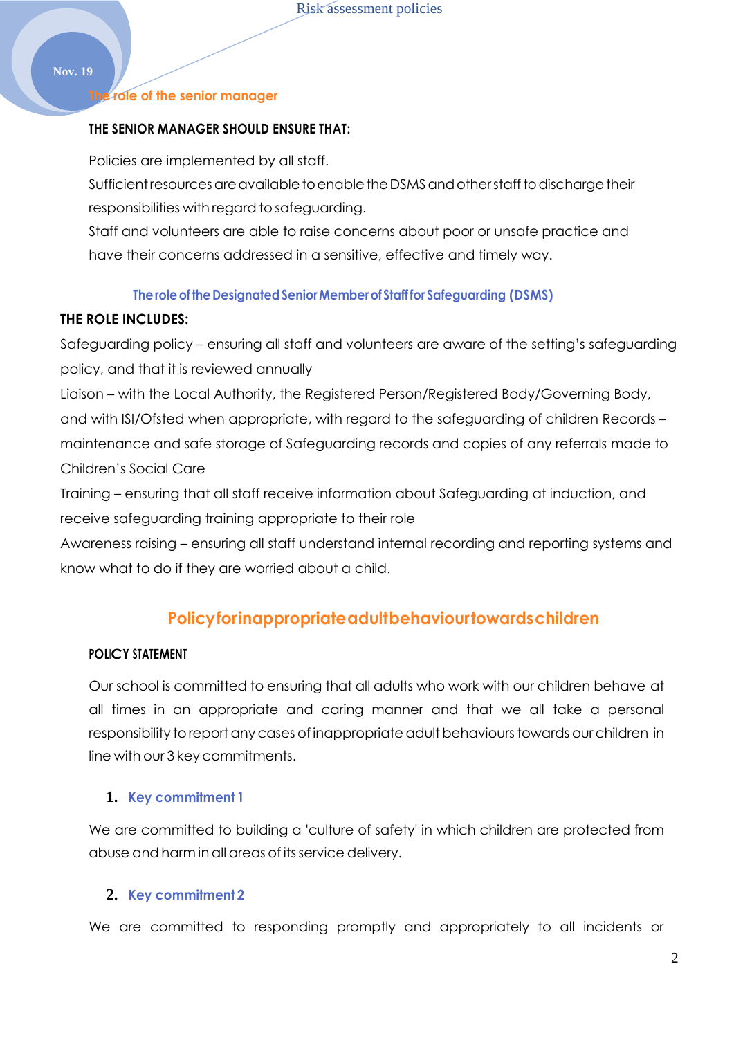## The role of the senior manager

**THE SENIOR MANAGER SHOULD ENSURE THAT:**

Policies are implemented by all staff.
Sufficient resources are available to enable the DSMS and other staff to discharge their responsibilities with regard to safeguarding.
Staff and volunteers are able to raise concerns about poor or unsafe practice and have their concerns addressed in a sensitive, effective and timely way.

### The role of the Designated Senior Member of Staff for Safeguarding (DSMS)

**THE ROLE INCLUDES:**

Safeguarding policy – ensuring all staff and volunteers are aware of the setting's safeguarding policy, and that it is reviewed annually
Liaison – with the Local Authority, the Registered Person/Registered Body/Governing Body, and with ISI/Ofsted when appropriate, with regard to the safeguarding of children Records – maintenance and safe storage of Safeguarding records and copies of any referrals made to Children's Social Care
Training – ensuring that all staff receive information about Safeguarding at induction, and receive safeguarding training appropriate to their role
Awareness raising – ensuring all staff understand internal recording and reporting systems and know what to do if they are worried about a child.

## Policy for inappropriate adult behaviour towards children

**POLICY STATEMENT**

Our school is committed to ensuring that all adults who work with our children behave at all times in an appropriate and caring manner and that we all take a personal responsibility to report any cases of inappropriate adult behaviours towards our children in line with our 3 key commitments.

### 1. Key commitment 1

We are committed to building a 'culture of safety' in which children are protected from abuse and harm in all areas of its service delivery.

### 2. Key commitment 2

We are committed to responding promptly and appropriately to all incidents or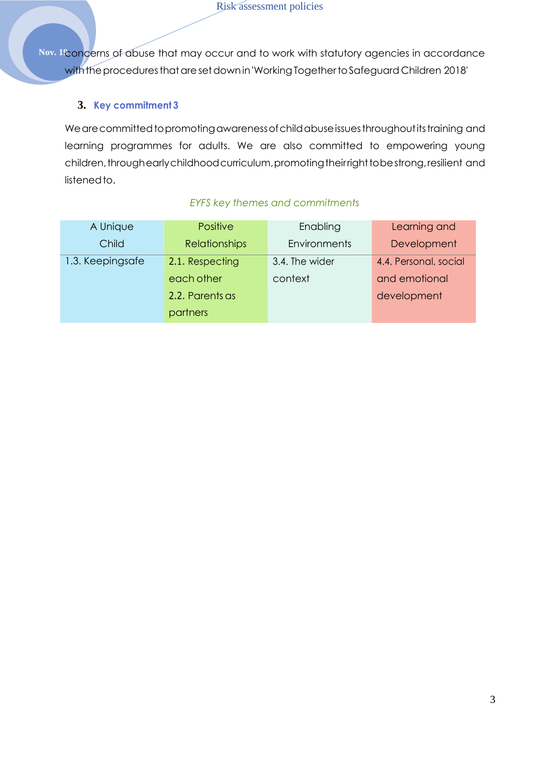concerns of abuse that may occur and to work with statutory agencies in accordance with the procedures that are set down in 'Working Together to Safeguard Children 2018'

### 3. Key commitment 3

We are committed to promoting awareness of child abuse issues throughout its training and learning programmes for adults. We are also committed to empowering young children, through early childhood curriculum, promoting their right to be strong, resilient and listened to.

*EYFS key themes and commitments*

| A Unique Child | Positive Relationships | Enabling Environments | Learning and Development |
|---|---|---|---|
| 1.3. Keepingsafe | 2.1. Respecting each other<br>2.2. Parents as partners | 3.4. The wider context | 4.4. Personal, social and emotional development |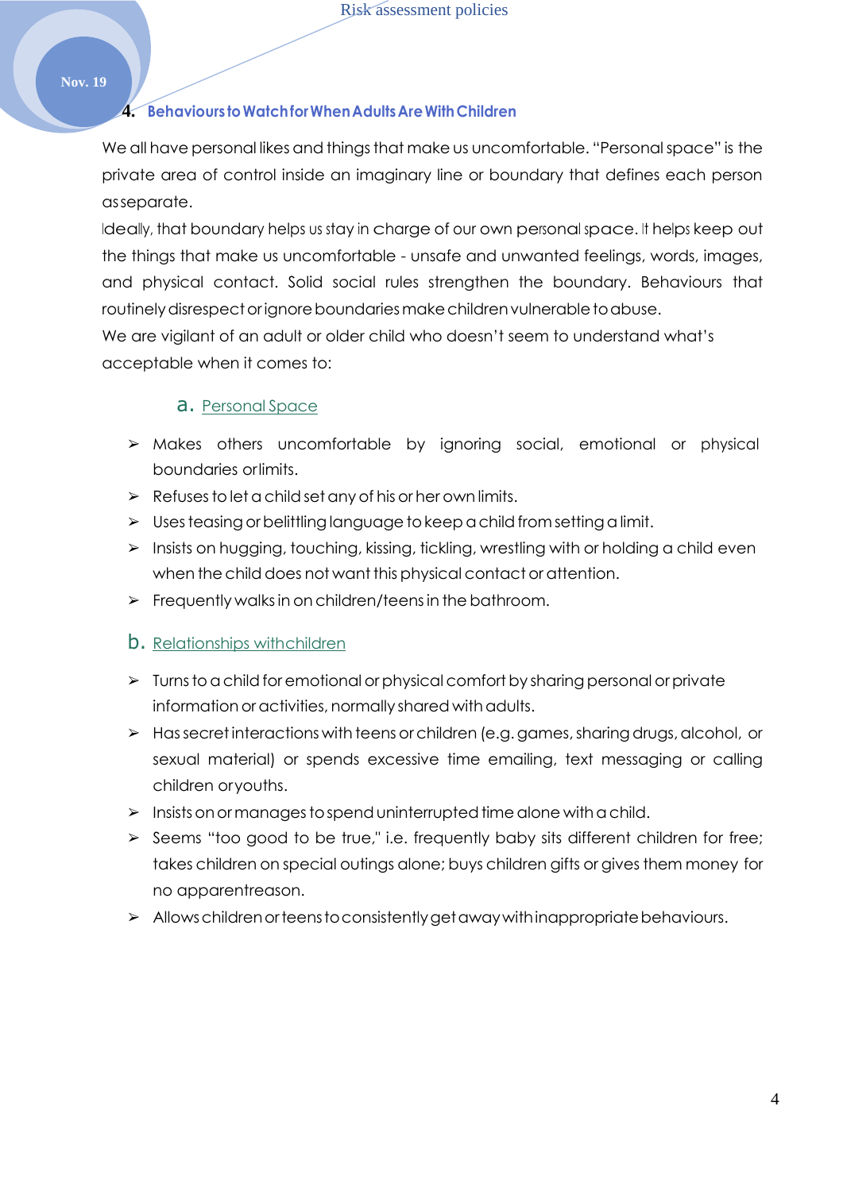## 4. Behaviours to Watch for When Adults Are With Children

We all have personal likes and things that make us uncomfortable. "Personal space" is the private area of control inside an imaginary line or boundary that defines each person as separate.

Ideally, that boundary helps us stay in charge of our own personal space. It helps keep out the things that make us uncomfortable - unsafe and unwanted feelings, words, images, and physical contact. Solid social rules strengthen the boundary. Behaviours that routinely disrespect or ignore boundaries make children vulnerable to abuse.

We are vigilant of an adult or older child who doesn't seem to understand what's acceptable when it comes to:

### a. Personal Space

- Makes others uncomfortable by ignoring social, emotional or physical boundaries or limits.
- Refuses to let a child set any of his or her own limits.
- Uses teasing or belittling language to keep a child from setting a limit.
- Insists on hugging, touching, kissing, tickling, wrestling with or holding a child even when the child does not want this physical contact or attention.
- Frequently walks in on children/teens in the bathroom.

### b. Relationships with children

- Turns to a child for emotional or physical comfort by sharing personal or private information or activities, normally shared with adults.
- Has secret interactions with teens or children (e.g. games, sharing drugs, alcohol, or sexual material) or spends excessive time emailing, text messaging or calling children or youths.
- Insists on or manages to spend uninterrupted time alone with a child.
- Seems "too good to be true," i.e. frequently baby sits different children for free; takes children on special outings alone; buys children gifts or gives them money for no apparent reason.
- Allows children or teens to consistently get away with inappropriate behaviours.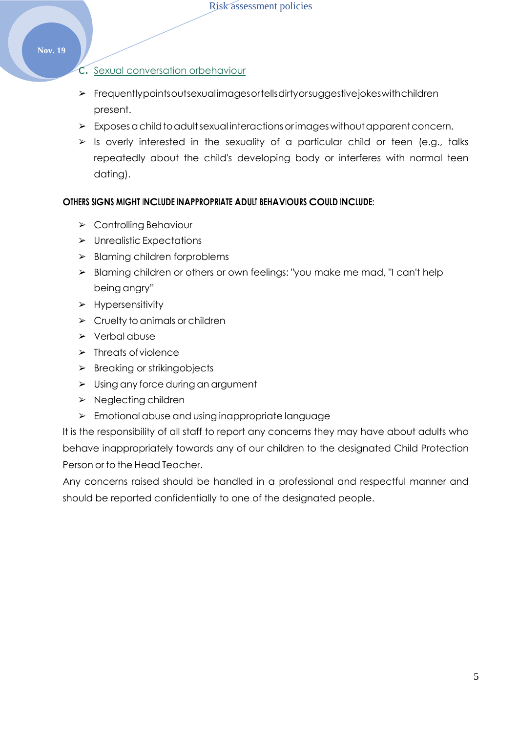C. Sexual conversation orbehaviour

- Frequentlypointsoutsexualimagesortellsdirtyorsuggestivejokeswithchildren present.
- Exposes a child to adult sexual interactions or images without apparent concern.
- Is overly interested in the sexuality of a particular child or teen (e.g., talks repeatedly about the child's developing body or interferes with normal teen dating).

**OTHERS SIGNS MIGHT INCLUDE INAPPROPRIATE ADULT BEHAVIOURS COULD INCLUDE:**

- Controlling Behaviour
- Unrealistic Expectations
- Blaming children forproblems
- Blaming children or others or own feelings: "you make me mad, "I can't help being angry"
- Hypersensitivity
- Cruelty to animals or children
- Verbal abuse
- Threats ofviolence
- Breaking or strikingobjects
- Using any force during an argument
- Neglecting children
- Emotional abuse and using inappropriate language

It is the responsibility of all staff to report any concerns they may have about adults who behave inappropriately towards any of our children to the designated Child Protection Person or to the Head Teacher.

Any concerns raised should be handled in a professional and respectful manner and should be reported confidentially to one of the designated people.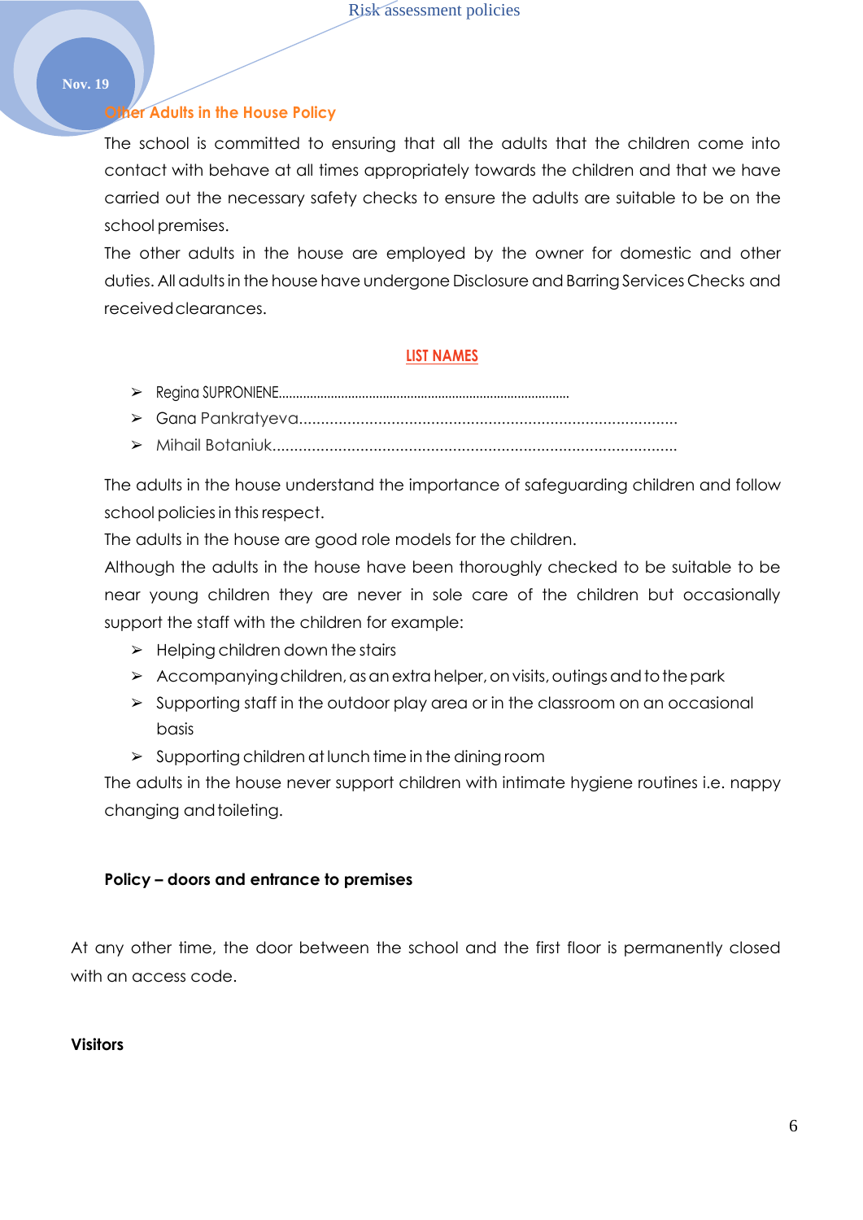## Other Adults in the House Policy

The school is committed to ensuring that all the adults that the children come into contact with behave at all times appropriately towards the children and that we have carried out the necessary safety checks to ensure the adults are suitable to be on the school premises.

The other adults in the house are employed by the owner for domestic and other duties. All adults in the house have undergone Disclosure and Barring Services Checks and received clearances.

**LIST NAMES**

- Regina SUPRONIENE.................................................................................
- Gana Pankratyeva.......................................................................................
- Mihail Botaniuk............................................................................................

The adults in the house understand the importance of safeguarding children and follow school policies in this respect.

The adults in the house are good role models for the children.

Although the adults in the house have been thoroughly checked to be suitable to be near young children they are never in sole care of the children but occasionally support the staff with the children for example:

- Helping children down the stairs
- Accompanying children, as an extra helper, on visits, outings and to the park
- Supporting staff in the outdoor play area or in the classroom on an occasional basis
- Supporting children at lunch time in the dining room

The adults in the house never support children with intimate hygiene routines i.e. nappy changing and toileting.

**Policy – doors and entrance to premises**

At any other time, the door between the school and the first floor is permanently closed with an access code.

**Visitors**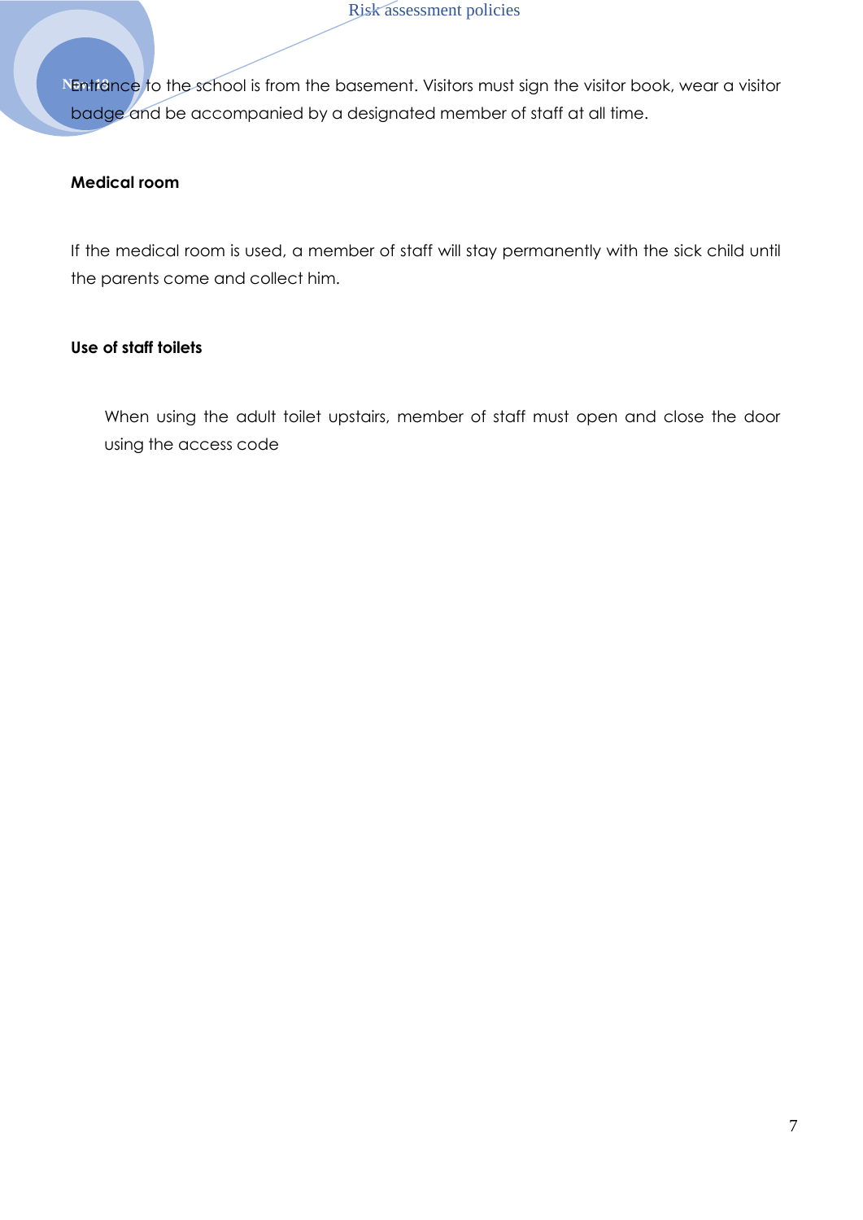Entrance to the school is from the basement. Visitors must sign the visitor book, wear a visitor badge and be accompanied by a designated member of staff at all time.

**Medical room**

If the medical room is used, a member of staff will stay permanently with the sick child until the parents come and collect him.

**Use of staff toilets**

When using the adult toilet upstairs, member of staff must open and close the door using the access code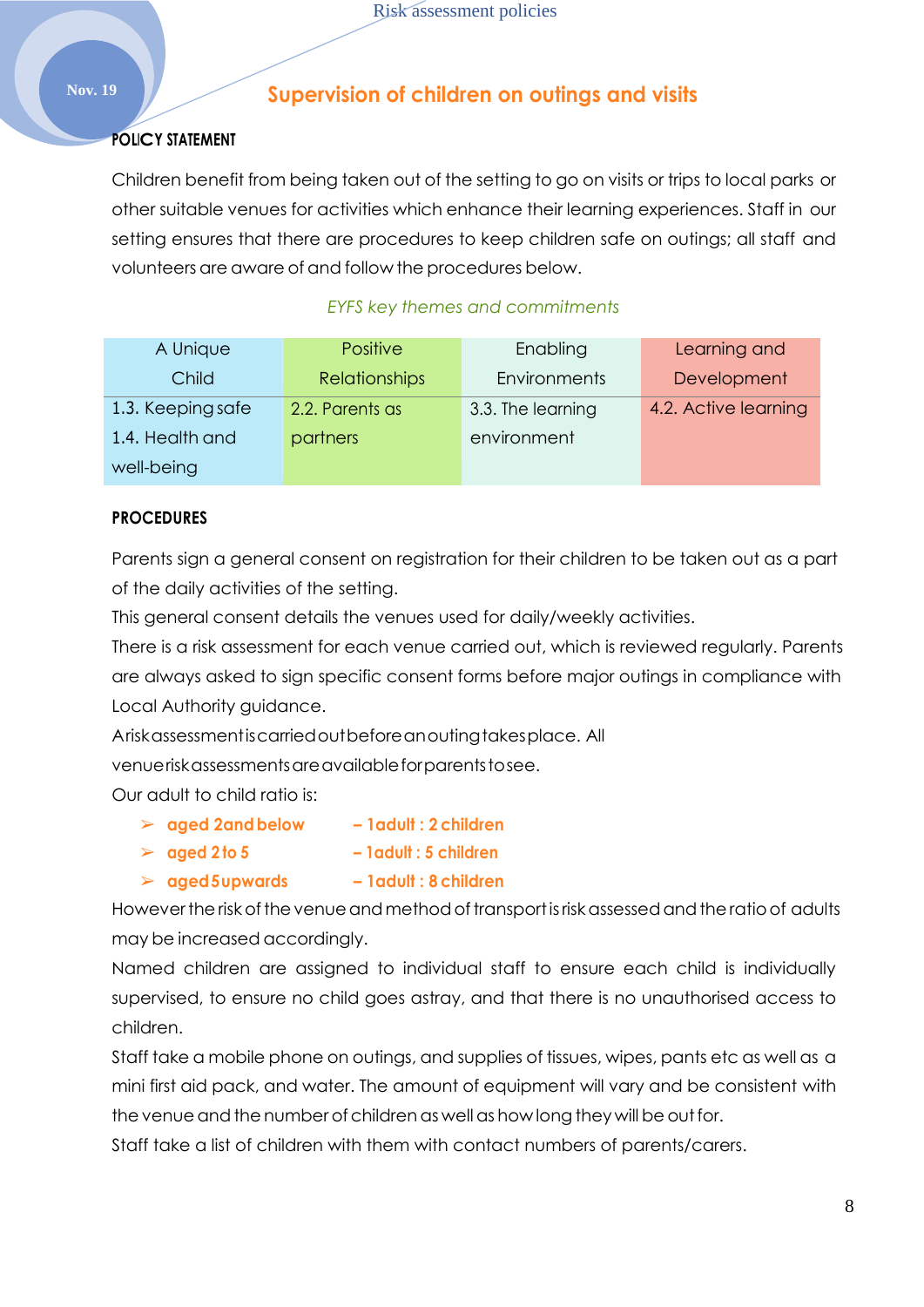## Supervision of children on outings and visits

**POLICY STATEMENT**

Children benefit from being taken out of the setting to go on visits or trips to local parks or other suitable venues for activities which enhance their learning experiences. Staff in our setting ensures that there are procedures to keep children safe on outings; all staff and volunteers are aware of and follow the procedures below.

*EYFS key themes and commitments*

| A Unique Child | Positive Relationships | Enabling Environments | Learning and Development |
|---|---|---|---|
| 1.3. Keeping safe<br>1.4. Health and well-being | 2.2. Parents as partners | 3.3. The learning environment | 4.2. Active learning |

**PROCEDURES**

Parents sign a general consent on registration for their children to be taken out as a part of the daily activities of the setting.

This general consent details the venues used for daily/weekly activities.

There is a risk assessment for each venue carried out, which is reviewed regularly. Parents are always asked to sign specific consent forms before major outings in compliance with Local Authority guidance.

A risk assessment is carried out before an outing takes place. All venue risk assessments are available for parents to see.

Our adult to child ratio is:

- **aged 2 and below – 1 adult : 2 children**
- **aged 2 to 5 – 1 adult : 5 children**
- **aged 5 upwards – 1 adult : 8 children**

However the risk of the venue and method of transport is risk assessed and the ratio of adults may be increased accordingly.

Named children are assigned to individual staff to ensure each child is individually supervised, to ensure no child goes astray, and that there is no unauthorised access to children.

Staff take a mobile phone on outings, and supplies of tissues, wipes, pants etc as well as a mini first aid pack, and water. The amount of equipment will vary and be consistent with the venue and the number of children as well as how long they will be out for.

Staff take a list of children with them with contact numbers of parents/carers.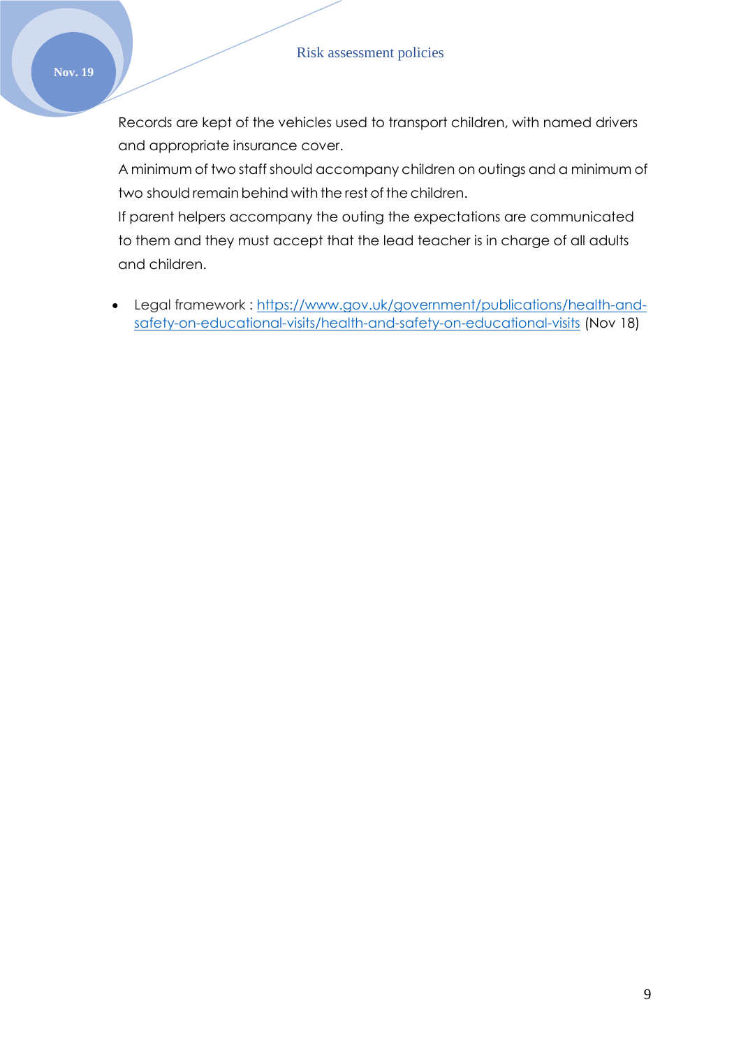Records are kept of the vehicles used to transport children, with named drivers and appropriate insurance cover.

A minimum of two staff should accompany children on outings and a minimum of two should remain behind with the rest of the children.

If parent helpers accompany the outing the expectations are communicated to them and they must accept that the lead teacher is in charge of all adults and children.

- Legal framework : [https://www.gov.uk/government/publications/health-and-safety-on-educational-visits/health-and-safety-on-educational-visits](https://www.gov.uk/government/publications/health-and-safety-on-educational-visits/health-and-safety-on-educational-visits) (Nov 18)